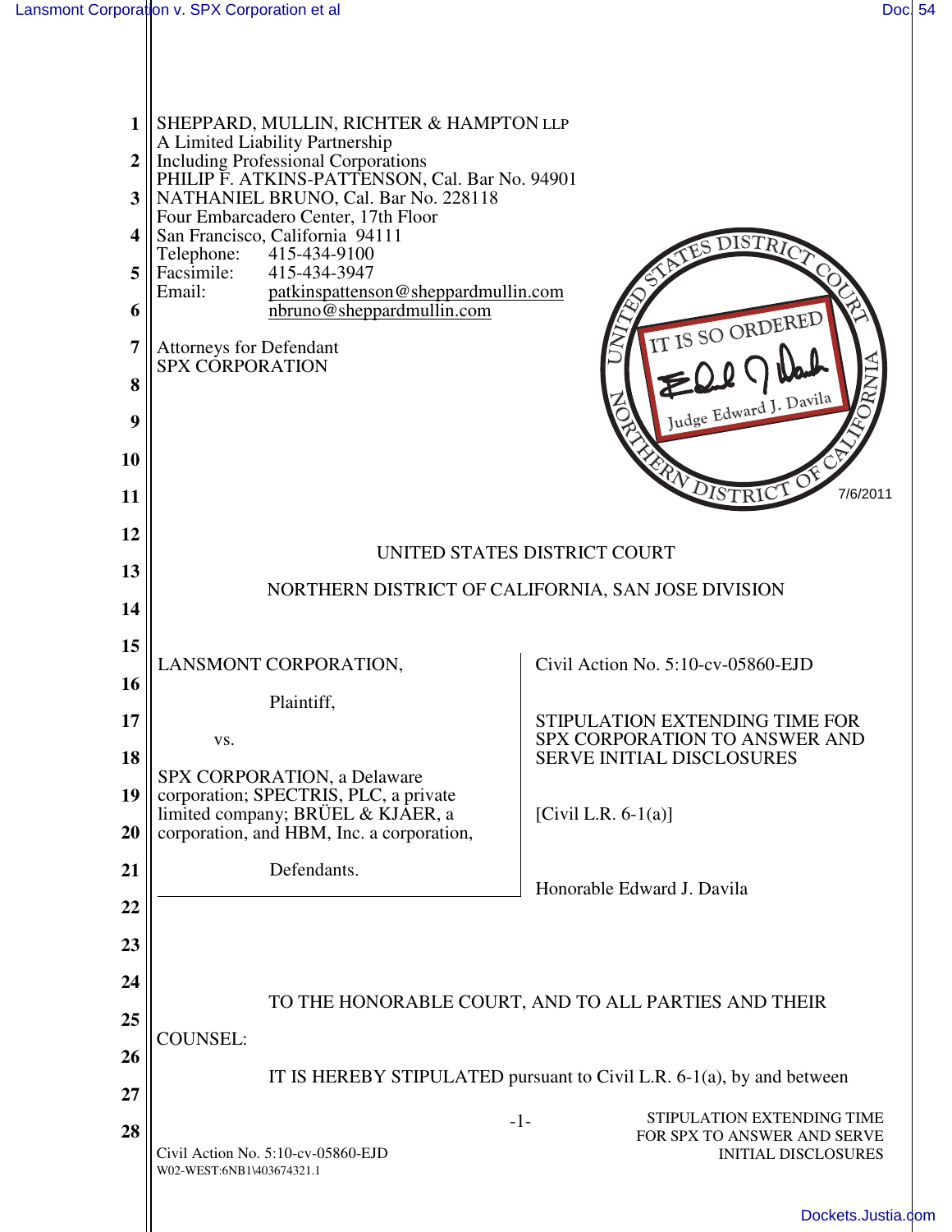SHEPPARD, MULLIN, RICHTER & HAMPTON LLP
A Limited Liability Partnership
Including Professional Corporations
PHILIP F. ATKINS-PATTENSON, Cal. Bar No. 94901
NATHANIEL BRUNO, Cal. Bar No. 228118
Four Embarcadero Center, 17th Floor
San Francisco, California 94111
Telephone: 415-434-9100
Facsimile: 415-434-3947
Email: patkinspattenson@sheppardmullin.com
nbruno@sheppardmullin.com

Attorneys for Defendant
SPX CORPORATION

IT IS SO ORDERED
Judge Edward J. Davila
7/6/2011

UNITED STATES DISTRICT COURT

NORTHERN DISTRICT OF CALIFORNIA, SAN JOSE DIVISION

| | |
|---|---|
| LANSMONT CORPORATION, Plaintiff, vs. SPX CORPORATION, a Delaware corporation; SPECTRIS, PLC, a private limited company; BRÜEL & KJAER, a corporation, and HBM, Inc. a corporation, Defendants. | Civil Action No. 5:10-cv-05860-EJD<br><br>STIPULATION EXTENDING TIME FOR SPX CORPORATION TO ANSWER AND SERVE INITIAL DISCLOSURES<br><br>[Civil L.R. 6-1(a)]<br><br>Honorable Edward J. Davila |

TO THE HONORABLE COURT, AND TO ALL PARTIES AND THEIR COUNSEL:

IT IS HEREBY STIPULATED pursuant to Civil L.R. 6-1(a), by and between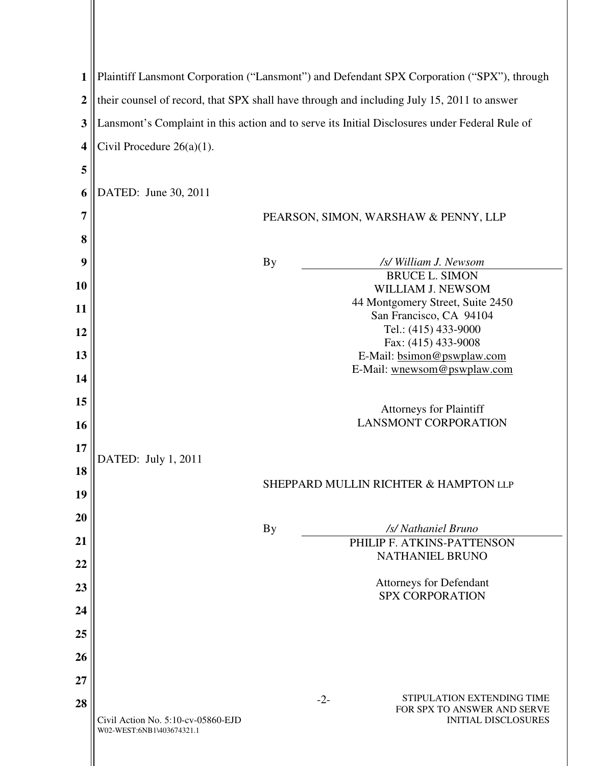Plaintiff Lansmont Corporation ("Lansmont") and Defendant SPX Corporation ("SPX"), through their counsel of record, that SPX shall have through and including July 15, 2011 to answer Lansmont's Complaint in this action and to serve its Initial Disclosures under Federal Rule of Civil Procedure 26(a)(1).

DATED: June 30, 2011

PEARSON, SIMON, WARSHAW & PENNY, LLP

By /s/ William J. Newsom

BRUCE L. SIMON
WILLIAM J. NEWSOM
44 Montgomery Street, Suite 2450
San Francisco, CA 94104
Tel.: (415) 433-9000
Fax: (415) 433-9008
E-Mail: bsimon@pswplaw.com
E-Mail: wnewsom@pswplaw.com

Attorneys for Plaintiff
LANSMONT CORPORATION

DATED: July 1, 2011

SHEPPARD MULLIN RICHTER & HAMPTON LLP

By /s/ Nathaniel Bruno

PHILIP F. ATKINS-PATTENSON
NATHANIEL BRUNO

Attorneys for Defendant
SPX CORPORATION

Civil Action No. 5:10-cv-05860-EJD
W02-WEST:6NB1\403674321.1

STIPULATION EXTENDING TIME FOR SPX TO ANSWER AND SERVE INITIAL DISCLOSURES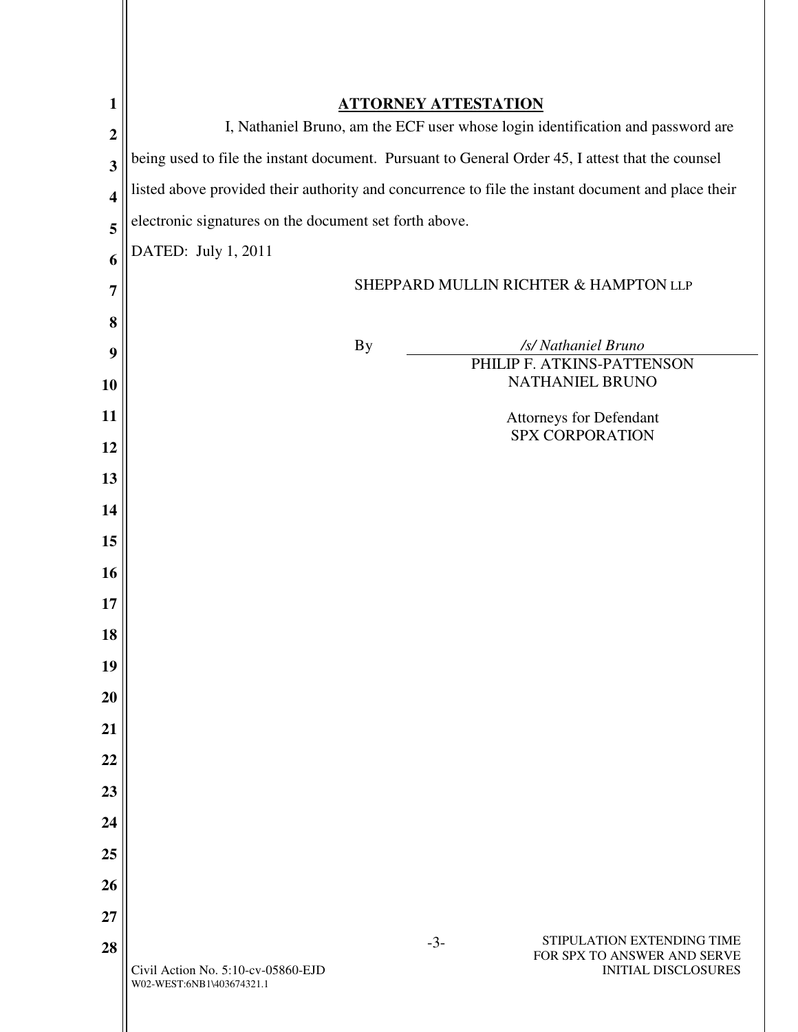**ATTORNEY ATTESTATION**

I, Nathaniel Bruno, am the ECF user whose login identification and password are being used to file the instant document. Pursuant to General Order 45, I attest that the counsel listed above provided their authority and concurrence to file the instant document and place their electronic signatures on the document set forth above.

DATED: July 1, 2011

SHEPPARD MULLIN RICHTER & HAMPTON LLP

By *\/s/ Nathaniel Bruno*

PHILIP F. ATKINS-PATTENSON
NATHANIEL BRUNO

Attorneys for Defendant
SPX CORPORATION

Civil Action No. 5:10-cv-05860-EJD
W02-WEST:6NB1\403674321.1

STIPULATION EXTENDING TIME FOR SPX TO ANSWER AND SERVE INITIAL DISCLOSURES